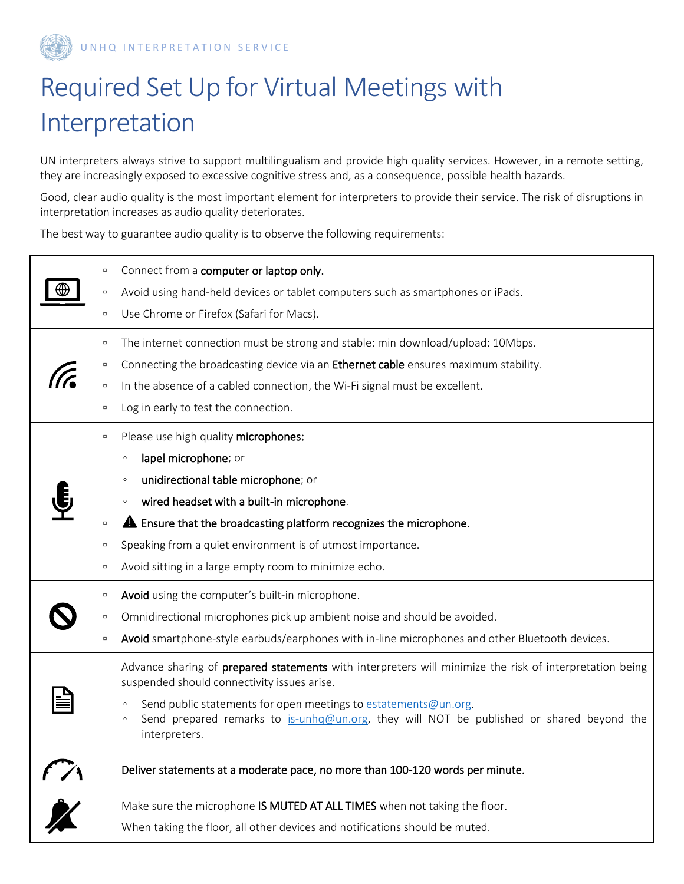UNHQ INTERPRETATION SERVICE

# Required Set Up for Virtual Meetings with Interpretation

UN interpreters always strive to support multilingualism and provide high quality services. However, in a remote setting, they are increasingly exposed to excessive cognitive stress and, as a consequence, possible health hazards.

Good, clear audio quality is the most important element for interpreters to provide their service. The risk of disruptions in interpretation increases as audio quality deteriorates.

The best way to guarantee audio quality is to observe the following requirements:

- Connect from a **computer or laptop only.**
- Avoid using hand-held devices or tablet computers such as smartphones or iPads.
- Use Chrome or Firefox (Safari for Macs).

---

- The internet connection must be strong and stable: min download/upload: 10Mbps.
- Connecting the broadcasting device via an **Ethernet cable** ensures maximum stability.
- In the absence of a cabled connection, the Wi-Fi signal must be excellent.
- Log in early to test the connection.

---

- Please use high quality **microphones:**
  - **lapel microphone**; or
  - **unidirectional table microphone**; or
  - **wired headset with a built-in microphone**.
- ⚠ **Ensure that the broadcasting platform recognizes the microphone.**
- Speaking from a quiet environment is of utmost importance.
- Avoid sitting in a large empty room to minimize echo.

---

- **Avoid** using the computer's built-in microphone.
- Omnidirectional microphones pick up ambient noise and should be avoided.
- **Avoid** smartphone-style earbuds/earphones with in-line microphones and other Bluetooth devices.

---

Advance sharing of **prepared statements** with interpreters will minimize the risk of interpretation being suspended should connectivity issues arise.

- Send public statements for open meetings to estatements@un.org.
- Send prepared remarks to is-unhq@un.org, they will NOT be published or shared beyond the interpreters.

---

**Deliver statements at a moderate pace, no more than 100-120 words per minute.**

---

Make sure the microphone **IS MUTED AT ALL TIMES** when not taking the floor.

When taking the floor, all other devices and notifications should be muted.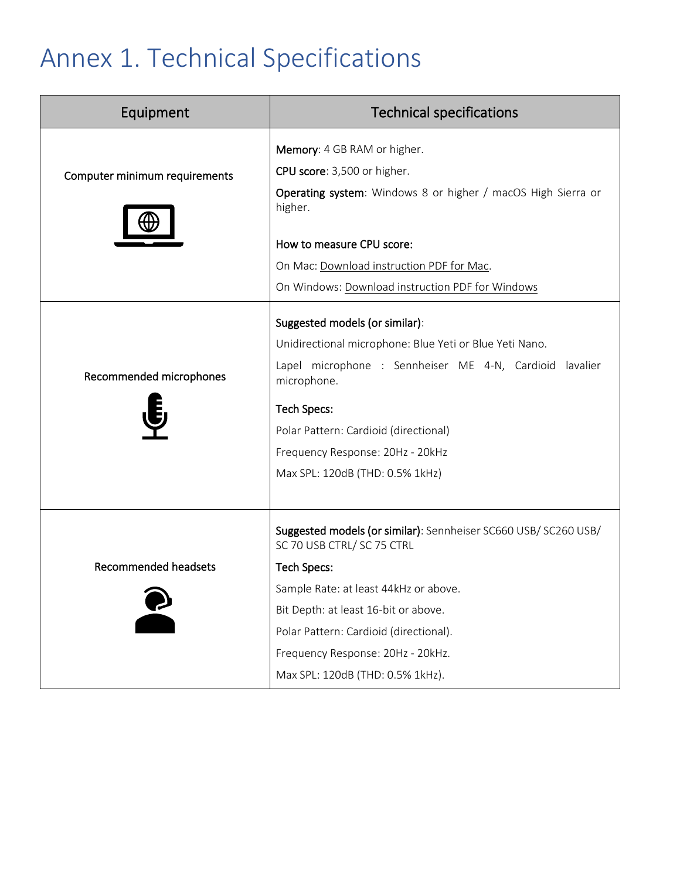# Annex 1. Technical Specifications

| Equipment | Technical specifications |
| --- | --- |
| Computer minimum requirements | **Memory**: 4 GB RAM or higher.<br>**CPU score**: 3,500 or higher.<br>**Operating system**: Windows 8 or higher / macOS High Sierra or higher.<br><br>How to measure CPU score:<br>On Mac: Download instruction PDF for Mac.<br>On Windows: Download instruction PDF for Windows |
| Recommended microphones | **Suggested models (or similar)**:<br>Unidirectional microphone: Blue Yeti or Blue Yeti Nano.<br>Lapel microphone : Sennheiser ME 4-N, Cardioid lavalier microphone.<br><br>Tech Specs:<br>Polar Pattern: Cardioid (directional)<br>Frequency Response: 20Hz - 20kHz<br>Max SPL: 120dB (THD: 0.5% 1kHz) |
| Recommended headsets | **Suggested models (or similar)**: Sennheiser SC660 USB/ SC260 USB/ SC 70 USB CTRL/ SC 75 CTRL<br>Tech Specs:<br>Sample Rate: at least 44kHz or above.<br>Bit Depth: at least 16-bit or above.<br>Polar Pattern: Cardioid (directional).<br>Frequency Response: 20Hz - 20kHz.<br>Max SPL: 120dB (THD: 0.5% 1kHz). |